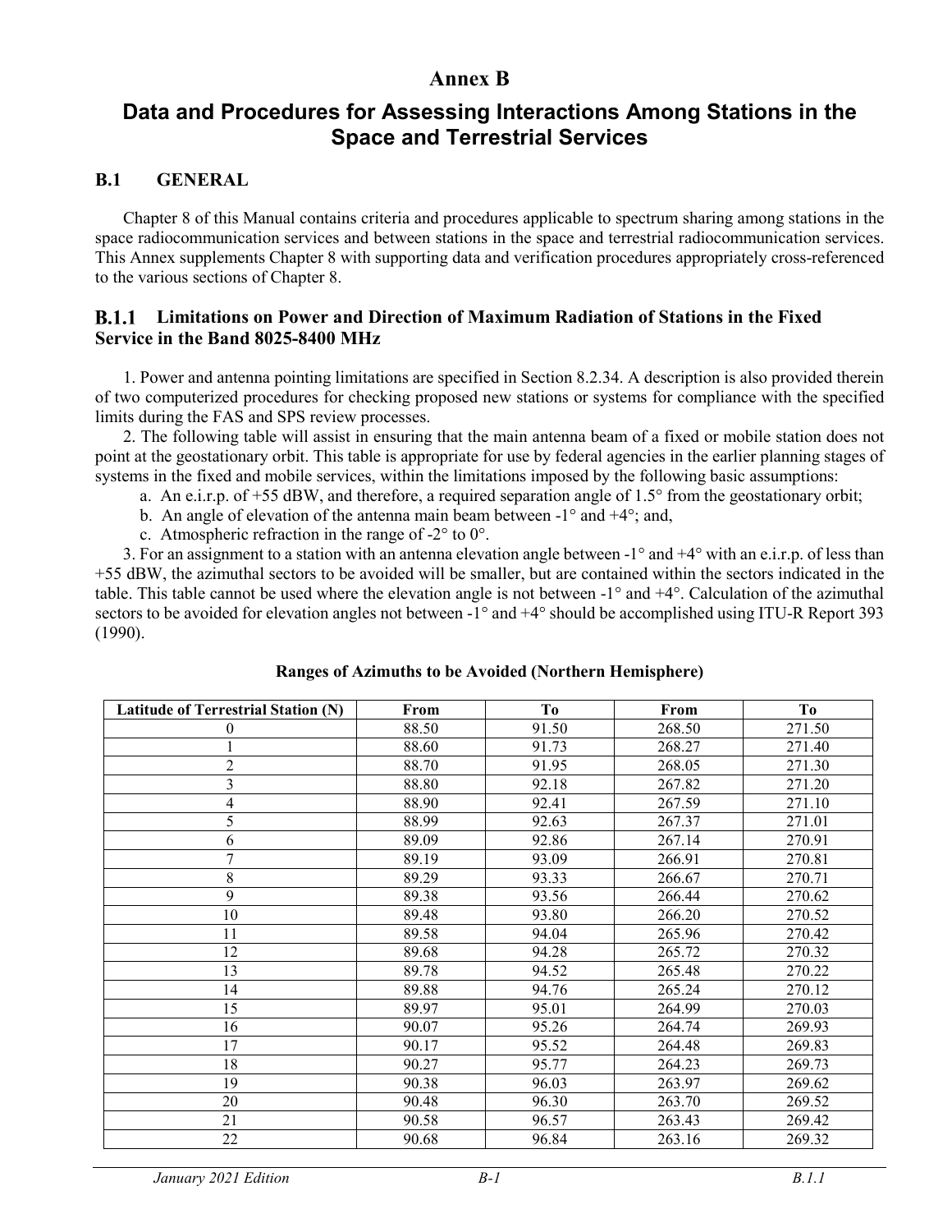# Annex B

# Data and Procedures for Assessing Interactions Among Stations in the Space and Terrestrial Services

## B.1 GENERAL

Chapter 8 of this Manual contains criteria and procedures applicable to spectrum sharing among stations in the space radiocommunication services and between stations in the space and terrestrial radiocommunication services. This Annex supplements Chapter 8 with supporting data and verification procedures appropriately cross-referenced to the various sections of Chapter 8.

### B.1.1 Limitations on Power and Direction of Maximum Radiation of Stations in the Fixed Service in the Band 8025-8400 MHz

1. Power and antenna pointing limitations are specified in Section 8.2.34. A description is also provided therein of two computerized procedures for checking proposed new stations or systems for compliance with the specified limits during the FAS and SPS review processes.

2. The following table will assist in ensuring that the main antenna beam of a fixed or mobile station does not point at the geostationary orbit. This table is appropriate for use by federal agencies in the earlier planning stages of systems in the fixed and mobile services, within the limitations imposed by the following basic assumptions:

   a. An e.i.r.p. of +55 dBW, and therefore, a required separation angle of 1.5° from the geostationary orbit;

   b. An angle of elevation of the antenna main beam between -1° and +4°; and,

   c. Atmospheric refraction in the range of -2° to 0°.

3. For an assignment to a station with an antenna elevation angle between -1° and +4° with an e.i.r.p. of less than +55 dBW, the azimuthal sectors to be avoided will be smaller, but are contained within the sectors indicated in the table. This table cannot be used where the elevation angle is not between -1° and +4°. Calculation of the azimuthal sectors to be avoided for elevation angles not between -1° and +4° should be accomplished using ITU-R Report 393 (1990).

**Ranges of Azimuths to be Avoided (Northern Hemisphere)**

| Latitude of Terrestrial Station (N) | From | To | From | To |
|---|---|---|---|---|
| 0 | 88.50 | 91.50 | 268.50 | 271.50 |
| 1 | 88.60 | 91.73 | 268.27 | 271.40 |
| 2 | 88.70 | 91.95 | 268.05 | 271.30 |
| 3 | 88.80 | 92.18 | 267.82 | 271.20 |
| 4 | 88.90 | 92.41 | 267.59 | 271.10 |
| 5 | 88.99 | 92.63 | 267.37 | 271.01 |
| 6 | 89.09 | 92.86 | 267.14 | 270.91 |
| 7 | 89.19 | 93.09 | 266.91 | 270.81 |
| 8 | 89.29 | 93.33 | 266.67 | 270.71 |
| 9 | 89.38 | 93.56 | 266.44 | 270.62 |
| 10 | 89.48 | 93.80 | 266.20 | 270.52 |
| 11 | 89.58 | 94.04 | 265.96 | 270.42 |
| 12 | 89.68 | 94.28 | 265.72 | 270.32 |
| 13 | 89.78 | 94.52 | 265.48 | 270.22 |
| 14 | 89.88 | 94.76 | 265.24 | 270.12 |
| 15 | 89.97 | 95.01 | 264.99 | 270.03 |
| 16 | 90.07 | 95.26 | 264.74 | 269.93 |
| 17 | 90.17 | 95.52 | 264.48 | 269.83 |
| 18 | 90.27 | 95.77 | 264.23 | 269.73 |
| 19 | 90.38 | 96.03 | 263.97 | 269.62 |
| 20 | 90.48 | 96.30 | 263.70 | 269.52 |
| 21 | 90.58 | 96.57 | 263.43 | 269.42 |
| 22 | 90.68 | 96.84 | 263.16 | 269.32 |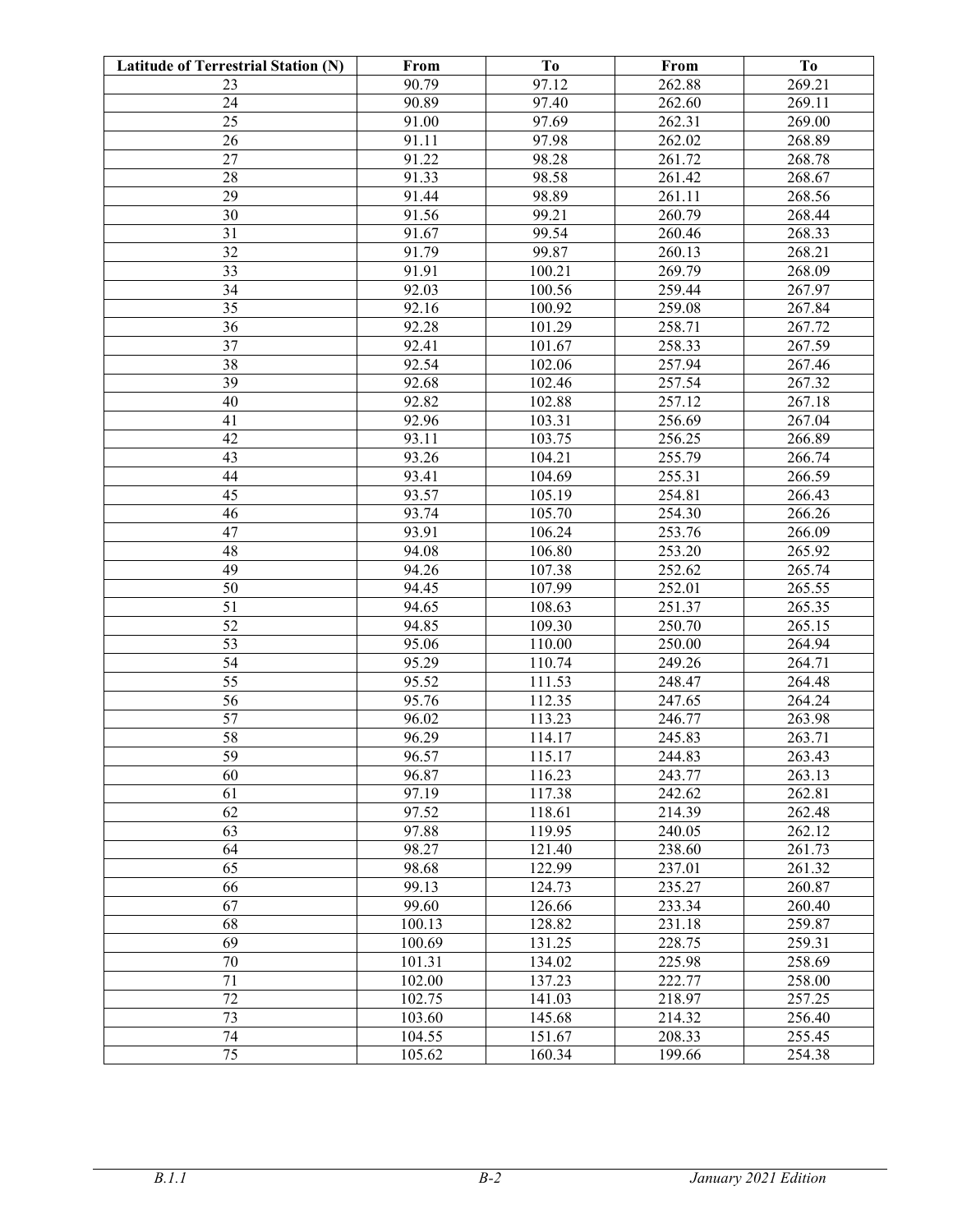| Latitude of Terrestrial Station (N) | From | To | From | To |
|---|---|---|---|---|
| 23 | 90.79 | 97.12 | 262.88 | 269.21 |
| 24 | 90.89 | 97.40 | 262.60 | 269.11 |
| 25 | 91.00 | 97.69 | 262.31 | 269.00 |
| 26 | 91.11 | 97.98 | 262.02 | 268.89 |
| 27 | 91.22 | 98.28 | 261.72 | 268.78 |
| 28 | 91.33 | 98.58 | 261.42 | 268.67 |
| 29 | 91.44 | 98.89 | 261.11 | 268.56 |
| 30 | 91.56 | 99.21 | 260.79 | 268.44 |
| 31 | 91.67 | 99.54 | 260.46 | 268.33 |
| 32 | 91.79 | 99.87 | 260.13 | 268.21 |
| 33 | 91.91 | 100.21 | 269.79 | 268.09 |
| 34 | 92.03 | 100.56 | 259.44 | 267.97 |
| 35 | 92.16 | 100.92 | 259.08 | 267.84 |
| 36 | 92.28 | 101.29 | 258.71 | 267.72 |
| 37 | 92.41 | 101.67 | 258.33 | 267.59 |
| 38 | 92.54 | 102.06 | 257.94 | 267.46 |
| 39 | 92.68 | 102.46 | 257.54 | 267.32 |
| 40 | 92.82 | 102.88 | 257.12 | 267.18 |
| 41 | 92.96 | 103.31 | 256.69 | 267.04 |
| 42 | 93.11 | 103.75 | 256.25 | 266.89 |
| 43 | 93.26 | 104.21 | 255.79 | 266.74 |
| 44 | 93.41 | 104.69 | 255.31 | 266.59 |
| 45 | 93.57 | 105.19 | 254.81 | 266.43 |
| 46 | 93.74 | 105.70 | 254.30 | 266.26 |
| 47 | 93.91 | 106.24 | 253.76 | 266.09 |
| 48 | 94.08 | 106.80 | 253.20 | 265.92 |
| 49 | 94.26 | 107.38 | 252.62 | 265.74 |
| 50 | 94.45 | 107.99 | 252.01 | 265.55 |
| 51 | 94.65 | 108.63 | 251.37 | 265.35 |
| 52 | 94.85 | 109.30 | 250.70 | 265.15 |
| 53 | 95.06 | 110.00 | 250.00 | 264.94 |
| 54 | 95.29 | 110.74 | 249.26 | 264.71 |
| 55 | 95.52 | 111.53 | 248.47 | 264.48 |
| 56 | 95.76 | 112.35 | 247.65 | 264.24 |
| 57 | 96.02 | 113.23 | 246.77 | 263.98 |
| 58 | 96.29 | 114.17 | 245.83 | 263.71 |
| 59 | 96.57 | 115.17 | 244.83 | 263.43 |
| 60 | 96.87 | 116.23 | 243.77 | 263.13 |
| 61 | 97.19 | 117.38 | 242.62 | 262.81 |
| 62 | 97.52 | 118.61 | 214.39 | 262.48 |
| 63 | 97.88 | 119.95 | 240.05 | 262.12 |
| 64 | 98.27 | 121.40 | 238.60 | 261.73 |
| 65 | 98.68 | 122.99 | 237.01 | 261.32 |
| 66 | 99.13 | 124.73 | 235.27 | 260.87 |
| 67 | 99.60 | 126.66 | 233.34 | 260.40 |
| 68 | 100.13 | 128.82 | 231.18 | 259.87 |
| 69 | 100.69 | 131.25 | 228.75 | 259.31 |
| 70 | 101.31 | 134.02 | 225.98 | 258.69 |
| 71 | 102.00 | 137.23 | 222.77 | 258.00 |
| 72 | 102.75 | 141.03 | 218.97 | 257.25 |
| 73 | 103.60 | 145.68 | 214.32 | 256.40 |
| 74 | 104.55 | 151.67 | 208.33 | 255.45 |
| 75 | 105.62 | 160.34 | 199.66 | 254.38 |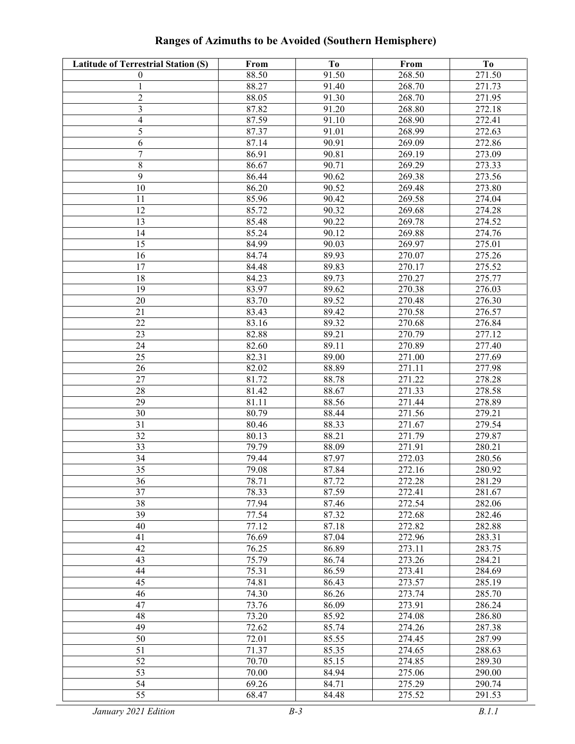# Ranges of Azimuths to be Avoided (Southern Hemisphere)

| Latitude of Terrestrial Station (S) | From | To | From | To |
|---|---|---|---|---|
| 0 | 88.50 | 91.50 | 268.50 | 271.50 |
| 1 | 88.27 | 91.40 | 268.70 | 271.73 |
| 2 | 88.05 | 91.30 | 268.70 | 271.95 |
| 3 | 87.82 | 91.20 | 268.80 | 272.18 |
| 4 | 87.59 | 91.10 | 268.90 | 272.41 |
| 5 | 87.37 | 91.01 | 268.99 | 272.63 |
| 6 | 87.14 | 90.91 | 269.09 | 272.86 |
| 7 | 86.91 | 90.81 | 269.19 | 273.09 |
| 8 | 86.67 | 90.71 | 269.29 | 273.33 |
| 9 | 86.44 | 90.62 | 269.38 | 273.56 |
| 10 | 86.20 | 90.52 | 269.48 | 273.80 |
| 11 | 85.96 | 90.42 | 269.58 | 274.04 |
| 12 | 85.72 | 90.32 | 269.68 | 274.28 |
| 13 | 85.48 | 90.22 | 269.78 | 274.52 |
| 14 | 85.24 | 90.12 | 269.88 | 274.76 |
| 15 | 84.99 | 90.03 | 269.97 | 275.01 |
| 16 | 84.74 | 89.93 | 270.07 | 275.26 |
| 17 | 84.48 | 89.83 | 270.17 | 275.52 |
| 18 | 84.23 | 89.73 | 270.27 | 275.77 |
| 19 | 83.97 | 89.62 | 270.38 | 276.03 |
| 20 | 83.70 | 89.52 | 270.48 | 276.30 |
| 21 | 83.43 | 89.42 | 270.58 | 276.57 |
| 22 | 83.16 | 89.32 | 270.68 | 276.84 |
| 23 | 82.88 | 89.21 | 270.79 | 277.12 |
| 24 | 82.60 | 89.11 | 270.89 | 277.40 |
| 25 | 82.31 | 89.00 | 271.00 | 277.69 |
| 26 | 82.02 | 88.89 | 271.11 | 277.98 |
| 27 | 81.72 | 88.78 | 271.22 | 278.28 |
| 28 | 81.42 | 88.67 | 271.33 | 278.58 |
| 29 | 81.11 | 88.56 | 271.44 | 278.89 |
| 30 | 80.79 | 88.44 | 271.56 | 279.21 |
| 31 | 80.46 | 88.33 | 271.67 | 279.54 |
| 32 | 80.13 | 88.21 | 271.79 | 279.87 |
| 33 | 79.79 | 88.09 | 271.91 | 280.21 |
| 34 | 79.44 | 87.97 | 272.03 | 280.56 |
| 35 | 79.08 | 87.84 | 272.16 | 280.92 |
| 36 | 78.71 | 87.72 | 272.28 | 281.29 |
| 37 | 78.33 | 87.59 | 272.41 | 281.67 |
| 38 | 77.94 | 87.46 | 272.54 | 282.06 |
| 39 | 77.54 | 87.32 | 272.68 | 282.46 |
| 40 | 77.12 | 87.18 | 272.82 | 282.88 |
| 41 | 76.69 | 87.04 | 272.96 | 283.31 |
| 42 | 76.25 | 86.89 | 273.11 | 283.75 |
| 43 | 75.79 | 86.74 | 273.26 | 284.21 |
| 44 | 75.31 | 86.59 | 273.41 | 284.69 |
| 45 | 74.81 | 86.43 | 273.57 | 285.19 |
| 46 | 74.30 | 86.26 | 273.74 | 285.70 |
| 47 | 73.76 | 86.09 | 273.91 | 286.24 |
| 48 | 73.20 | 85.92 | 274.08 | 286.80 |
| 49 | 72.62 | 85.74 | 274.26 | 287.38 |
| 50 | 72.01 | 85.55 | 274.45 | 287.99 |
| 51 | 71.37 | 85.35 | 274.65 | 288.63 |
| 52 | 70.70 | 85.15 | 274.85 | 289.30 |
| 53 | 70.00 | 84.94 | 275.06 | 290.00 |
| 54 | 69.26 | 84.71 | 275.29 | 290.74 |
| 55 | 68.47 | 84.48 | 275.52 | 291.53 |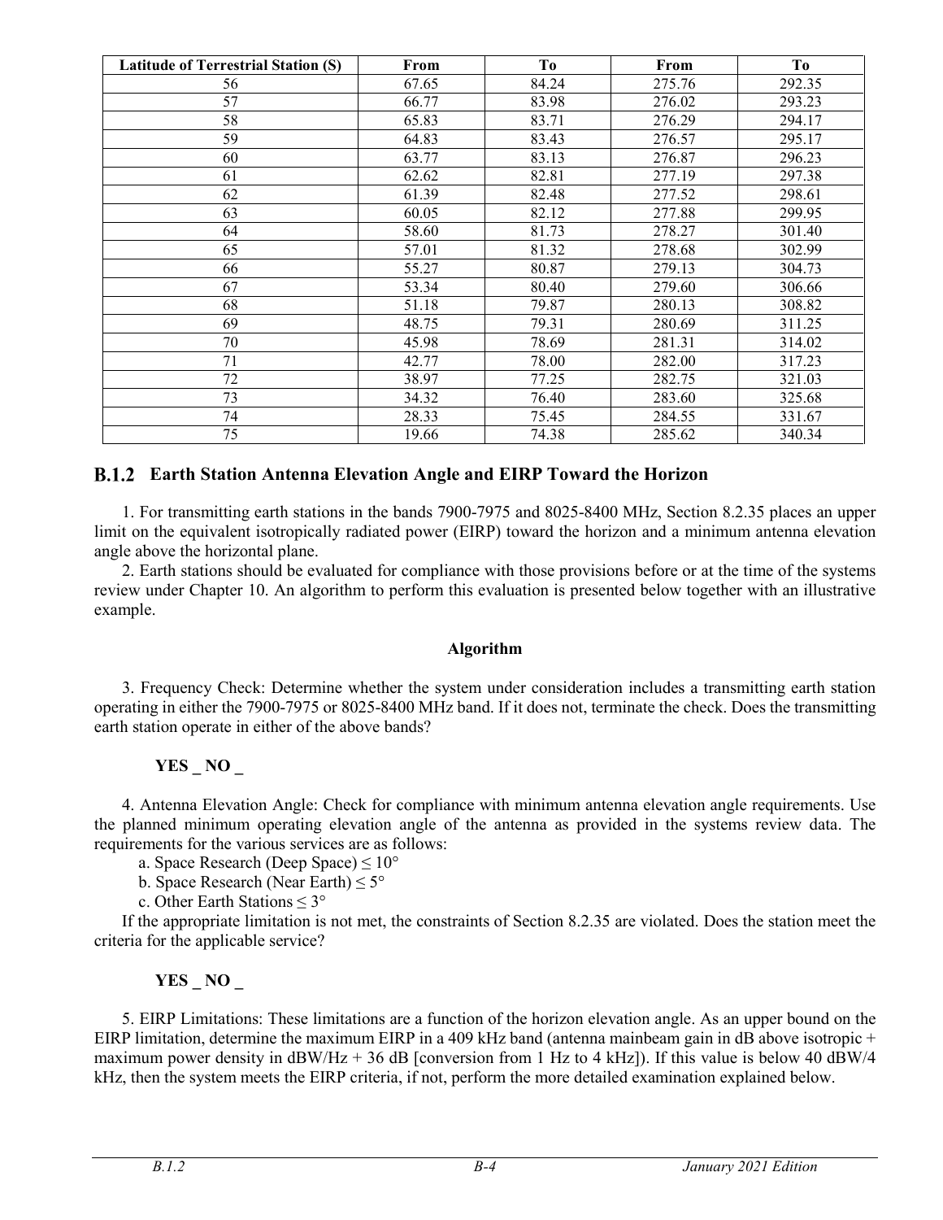| Latitude of Terrestrial Station (S) | From | To | From | To |
|---|---|---|---|---|
| 56 | 67.65 | 84.24 | 275.76 | 292.35 |
| 57 | 66.77 | 83.98 | 276.02 | 293.23 |
| 58 | 65.83 | 83.71 | 276.29 | 294.17 |
| 59 | 64.83 | 83.43 | 276.57 | 295.17 |
| 60 | 63.77 | 83.13 | 276.87 | 296.23 |
| 61 | 62.62 | 82.81 | 277.19 | 297.38 |
| 62 | 61.39 | 82.48 | 277.52 | 298.61 |
| 63 | 60.05 | 82.12 | 277.88 | 299.95 |
| 64 | 58.60 | 81.73 | 278.27 | 301.40 |
| 65 | 57.01 | 81.32 | 278.68 | 302.99 |
| 66 | 55.27 | 80.87 | 279.13 | 304.73 |
| 67 | 53.34 | 80.40 | 279.60 | 306.66 |
| 68 | 51.18 | 79.87 | 280.13 | 308.82 |
| 69 | 48.75 | 79.31 | 280.69 | 311.25 |
| 70 | 45.98 | 78.69 | 281.31 | 314.02 |
| 71 | 42.77 | 78.00 | 282.00 | 317.23 |
| 72 | 38.97 | 77.25 | 282.75 | 321.03 |
| 73 | 34.32 | 76.40 | 283.60 | 325.68 |
| 74 | 28.33 | 75.45 | 284.55 | 331.67 |
| 75 | 19.66 | 74.38 | 285.62 | 340.34 |

### B.1.2 Earth Station Antenna Elevation Angle and EIRP Toward the Horizon

1. For transmitting earth stations in the bands 7900-7975 and 8025-8400 MHz, Section 8.2.35 places an upper limit on the equivalent isotropically radiated power (EIRP) toward the horizon and a minimum antenna elevation angle above the horizontal plane.

2. Earth stations should be evaluated for compliance with those provisions before or at the time of the systems review under Chapter 10. An algorithm to perform this evaluation is presented below together with an illustrative example.

**Algorithm**

3. Frequency Check: Determine whether the system under consideration includes a transmitting earth station operating in either the 7900-7975 or 8025-8400 MHz band. If it does not, terminate the check. Does the transmitting earth station operate in either of the above bands?

**YES _ NO _**

4. Antenna Elevation Angle: Check for compliance with minimum antenna elevation angle requirements. Use the planned minimum operating elevation angle of the antenna as provided in the systems review data. The requirements for the various services are as follows:

a. Space Research (Deep Space) ≤ 10°

b. Space Research (Near Earth) ≤ 5°

c. Other Earth Stations ≤ 3°

If the appropriate limitation is not met, the constraints of Section 8.2.35 are violated. Does the station meet the criteria for the applicable service?

**YES _ NO _**

5. EIRP Limitations: These limitations are a function of the horizon elevation angle. As an upper bound on the EIRP limitation, determine the maximum EIRP in a 409 kHz band (antenna mainbeam gain in dB above isotropic + maximum power density in dBW/Hz + 36 dB [conversion from 1 Hz to 4 kHz]). If this value is below 40 dBW/4 kHz, then the system meets the EIRP criteria, if not, perform the more detailed examination explained below.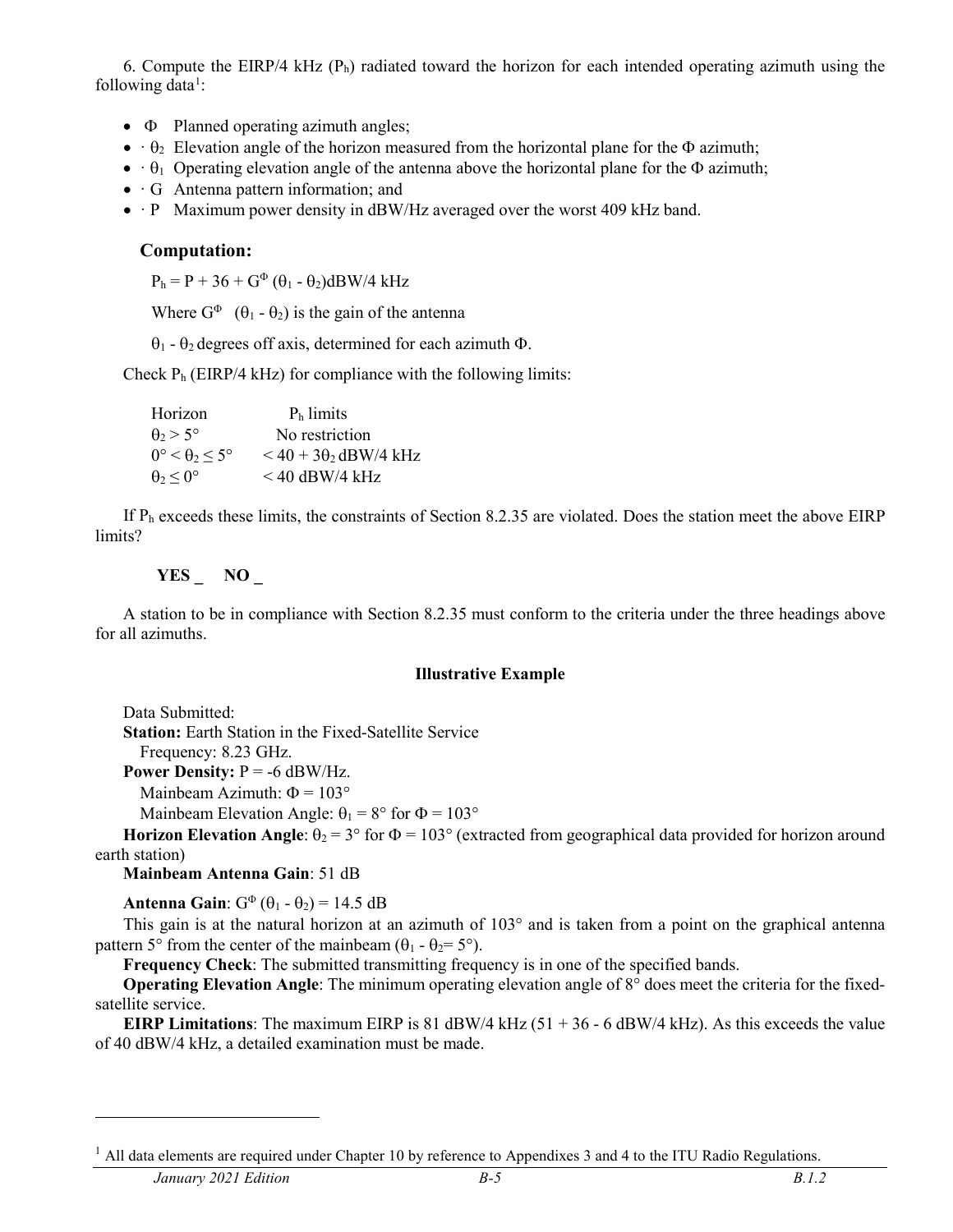6. Compute the EIRP/4 kHz ($P_h$) radiated toward the horizon for each intended operating azimuth using the following data[1]:

- Φ  Planned operating azimuth angles;
- · $\theta_2$  Elevation angle of the horizon measured from the horizontal plane for the Φ azimuth;
- · $\theta_1$  Operating elevation angle of the antenna above the horizontal plane for the Φ azimuth;
- · G  Antenna pattern information; and
- · P  Maximum power density in dBW/Hz averaged over the worst 409 kHz band.

### Computation:

$P_h = P + 36 + G^{\Phi}(\theta_1 - \theta_2)$dBW/4 kHz

Where $G^{\Phi}(\theta_1 - \theta_2)$ is the gain of the antenna

$\theta_1 - \theta_2$ degrees off axis, determined for each azimuth Φ.

Check $P_h$ (EIRP/4 kHz) for compliance with the following limits:

| Horizon | $P_h$ limits |
|---|---|
| $\theta_2 > 5°$ | No restriction |
| $0° < \theta_2 \leq 5°$ | $< 40 + 3\theta_2$ dBW/4 kHz |
| $\theta_2 \leq 0°$ | $< 40$ dBW/4 kHz |

If $P_h$ exceeds these limits, the constraints of Section 8.2.35 are violated. Does the station meet the above EIRP limits?

**YES _ NO _**

A station to be in compliance with Section 8.2.35 must conform to the criteria under the three headings above for all azimuths.

**Illustrative Example**

Data Submitted:

**Station:** Earth Station in the Fixed-Satellite Service

Frequency: 8.23 GHz.

**Power Density:** P = -6 dBW/Hz.

Mainbeam Azimuth: Φ = 103°

Mainbeam Elevation Angle: $\theta_1 = 8°$ for Φ = 103°

**Horizon Elevation Angle**: $\theta_2 = 3°$ for Φ = 103° (extracted from geographical data provided for horizon around earth station)

**Mainbeam Antenna Gain**: 51 dB

**Antenna Gain**: $G^{\Phi}(\theta_1 - \theta_2) = 14.5$ dB

This gain is at the natural horizon at an azimuth of 103° and is taken from a point on the graphical antenna pattern 5° from the center of the mainbeam ($\theta_1 - \theta_2 = 5°$).

**Frequency Check**: The submitted transmitting frequency is in one of the specified bands.

**Operating Elevation Angle**: The minimum operating elevation angle of 8° does meet the criteria for the fixed-satellite service.

**EIRP Limitations**: The maximum EIRP is 81 dBW/4 kHz (51 + 36 - 6 dBW/4 kHz). As this exceeds the value of 40 dBW/4 kHz, a detailed examination must be made.

[1] All data elements are required under Chapter 10 by reference to Appendixes 3 and 4 to the ITU Radio Regulations.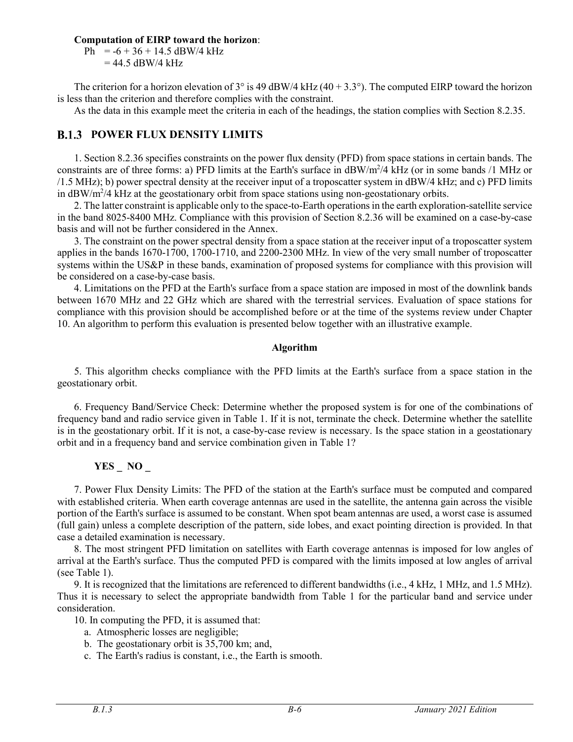**Computation of EIRP toward the horizon**:

Ph = -6 + 36 + 14.5 dBW/4 kHz
= 44.5 dBW/4 kHz

The criterion for a horizon elevation of 3° is 49 dBW/4 kHz (40 + 3.3°). The computed EIRP toward the horizon is less than the criterion and therefore complies with the constraint.

As the data in this example meet the criteria in each of the headings, the station complies with Section 8.2.35.

## B.1.3 POWER FLUX DENSITY LIMITS

1. Section 8.2.36 specifies constraints on the power flux density (PFD) from space stations in certain bands. The constraints are of three forms: a) PFD limits at the Earth's surface in $dBW/m^2/4$ kHz (or in some bands /1 MHz or /1.5 MHz); b) power spectral density at the receiver input of a troposcatter system in dBW/4 kHz; and c) PFD limits in $dBW/m^2/4$ kHz at the geostationary orbit from space stations using non-geostationary orbits.

2. The latter constraint is applicable only to the space-to-Earth operations in the earth exploration-satellite service in the band 8025-8400 MHz. Compliance with this provision of Section 8.2.36 will be examined on a case-by-case basis and will not be further considered in the Annex.

3. The constraint on the power spectral density from a space station at the receiver input of a troposcatter system applies in the bands 1670-1700, 1700-1710, and 2200-2300 MHz. In view of the very small number of troposcatter systems within the US&P in these bands, examination of proposed systems for compliance with this provision will be considered on a case-by-case basis.

4. Limitations on the PFD at the Earth's surface from a space station are imposed in most of the downlink bands between 1670 MHz and 22 GHz which are shared with the terrestrial services. Evaluation of space stations for compliance with this provision should be accomplished before or at the time of the systems review under Chapter 10. An algorithm to perform this evaluation is presented below together with an illustrative example.

**Algorithm**

5. This algorithm checks compliance with the PFD limits at the Earth's surface from a space station in the geostationary orbit.

6. Frequency Band/Service Check: Determine whether the proposed system is for one of the combinations of frequency band and radio service given in Table 1. If it is not, terminate the check. Determine whether the satellite is in the geostationary orbit. If it is not, a case-by-case review is necessary. Is the space station in a geostationary orbit and in a frequency band and service combination given in Table 1?

**YES _ NO _**

7. Power Flux Density Limits: The PFD of the station at the Earth's surface must be computed and compared with established criteria. When earth coverage antennas are used in the satellite, the antenna gain across the visible portion of the Earth's surface is assumed to be constant. When spot beam antennas are used, a worst case is assumed (full gain) unless a complete description of the pattern, side lobes, and exact pointing direction is provided. In that case a detailed examination is necessary.

8. The most stringent PFD limitation on satellites with Earth coverage antennas is imposed for low angles of arrival at the Earth's surface. Thus the computed PFD is compared with the limits imposed at low angles of arrival (see Table 1).

9. It is recognized that the limitations are referenced to different bandwidths (i.e., 4 kHz, 1 MHz, and 1.5 MHz). Thus it is necessary to select the appropriate bandwidth from Table 1 for the particular band and service under consideration.

10. In computing the PFD, it is assumed that:

a. Atmospheric losses are negligible;
b. The geostationary orbit is 35,700 km; and,
c. The Earth's radius is constant, i.e., the Earth is smooth.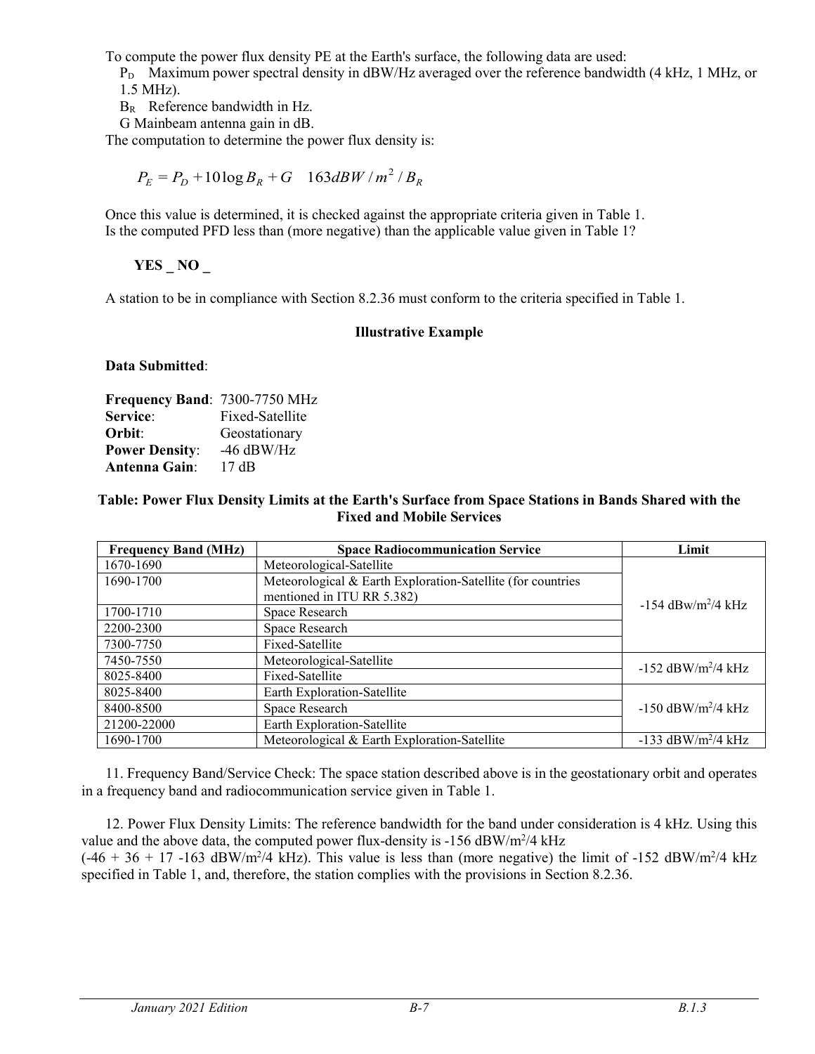To compute the power flux density PE at the Earth's surface, the following data are used:

$P_D$ Maximum power spectral density in dBW/Hz averaged over the reference bandwidth (4 kHz, 1 MHz, or 1.5 MHz).

$B_R$ Reference bandwidth in Hz.

G Mainbeam antenna gain in dB.

The computation to determine the power flux density is:

$$P_E = P_D + 10\log B_R + G \quad 163 dBW/m^2/B_R$$

Once this value is determined, it is checked against the appropriate criteria given in Table 1.
Is the computed PFD less than (more negative) than the applicable value given in Table 1?

**YES _ NO _**

A station to be in compliance with Section 8.2.36 must conform to the criteria specified in Table 1.

**Illustrative Example**

**Data Submitted**:

**Frequency Band**: 7300-7750 MHz
**Service**: Fixed-Satellite
**Orbit**: Geostationary
**Power Density**: -46 dBW/Hz
**Antenna Gain**: 17 dB

**Table: Power Flux Density Limits at the Earth's Surface from Space Stations in Bands Shared with the Fixed and Mobile Services**

| Frequency Band (MHz) | Space Radiocommunication Service | Limit |
|---|---|---|
| 1670-1690 | Meteorological-Satellite | -154 dBw/m²/4 kHz |
| 1690-1700 | Meteorological & Earth Exploration-Satellite (for countries mentioned in ITU RR 5.382) | |
| 1700-1710 | Space Research | |
| 2200-2300 | Space Research | |
| 7300-7750 | Fixed-Satellite | |
| 7450-7550 | Meteorological-Satellite | -152 dBW/m²/4 kHz |
| 8025-8400 | Fixed-Satellite | |
| 8025-8400 | Earth Exploration-Satellite | -150 dBW/m²/4 kHz |
| 8400-8500 | Space Research | |
| 21200-22000 | Earth Exploration-Satellite | |
| 1690-1700 | Meteorological & Earth Exploration-Satellite | -133 dBW/m²/4 kHz |

11. Frequency Band/Service Check: The space station described above is in the geostationary orbit and operates in a frequency band and radiocommunication service given in Table 1.

12. Power Flux Density Limits: The reference bandwidth for the band under consideration is 4 kHz. Using this value and the above data, the computed power flux-density is -156 dBW/m²/4 kHz (-46 + 36 + 17 -163 dBW/m²/4 kHz). This value is less than (more negative) the limit of -152 dBW/m²/4 kHz specified in Table 1, and, therefore, the station complies with the provisions in Section 8.2.36.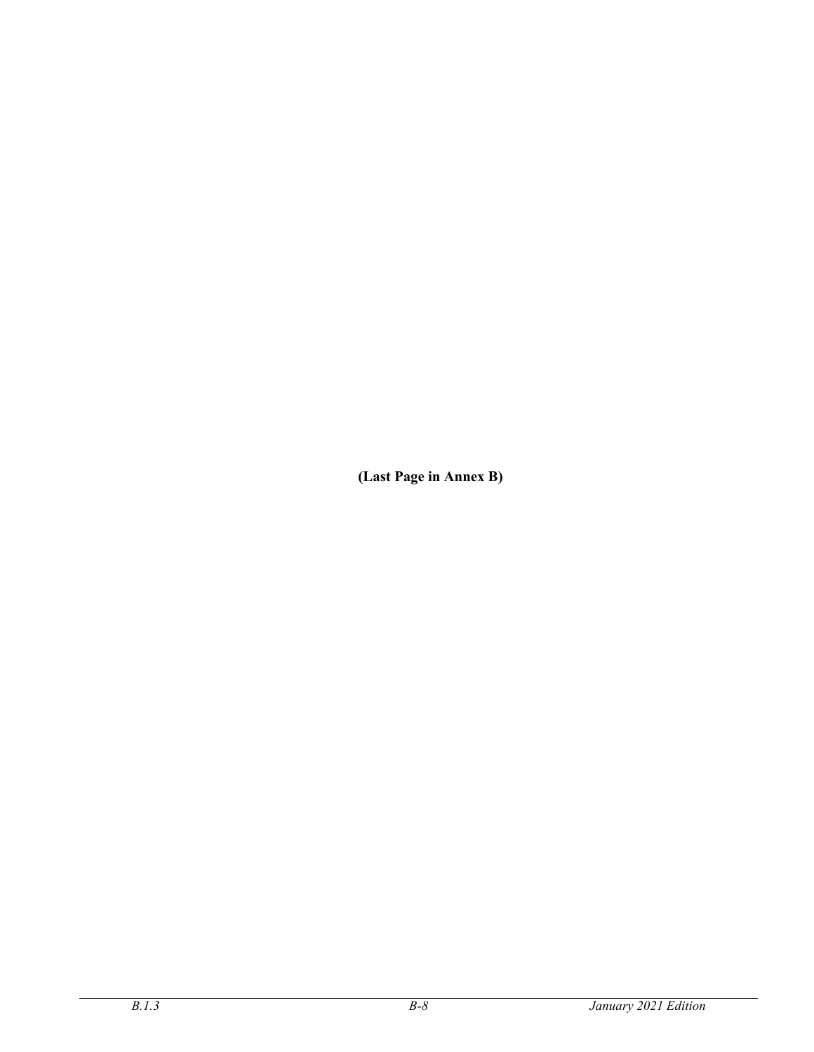**(Last Page in Annex B)**